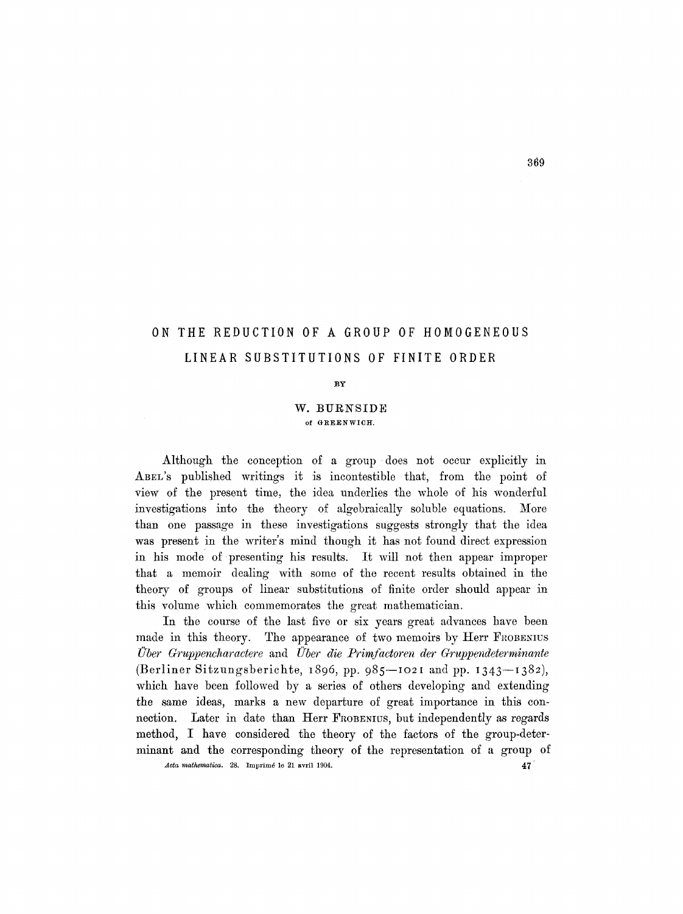# ON THE REDUCTION OF A GROUP OF HOMOGENEOUS LINEAR SUBSTITUTIONS OF FINITE ORDER

BY

W. BURNSIDE

of GREENWICH.

Although the conception of a group does not occur explicitly in ABEL's published writings it is incontestible that, from the point of view of the present time, the idea underlies the whole of his wonderful investigations into the theory of algebraically soluble equations. More than one passage in these investigations suggests strongly that the idea was present in the writer's mind though it has not found direct expression in his mode of presenting his results. It will not then appear improper that a memoir dealing with some of the recent results obtained in the theory of groups of linear substitutions of finite order should appear in this volume which commemorates the great mathematician.

In the course of the last five or six years great advances have been made in this theory. The appearance of two memoirs by Herr FROBENIUS *Über Gruppencharactere* and *Über die Primfactoren der Gruppendeterminante* (Berliner Sitzungsberichte, 1896, pp. 985—1021 and pp. 1343—1382), which have been followed by a series of others developing and extending the same ideas, marks a new departure of great importance in this connection. Later in date than Herr FROBENIUS, but independently as regards method, I have considered the theory of the factors of the group-determinant and the corresponding theory of the representation of a group of

*Acta mathematica.* 28. Imprimé le 21 avril 1904.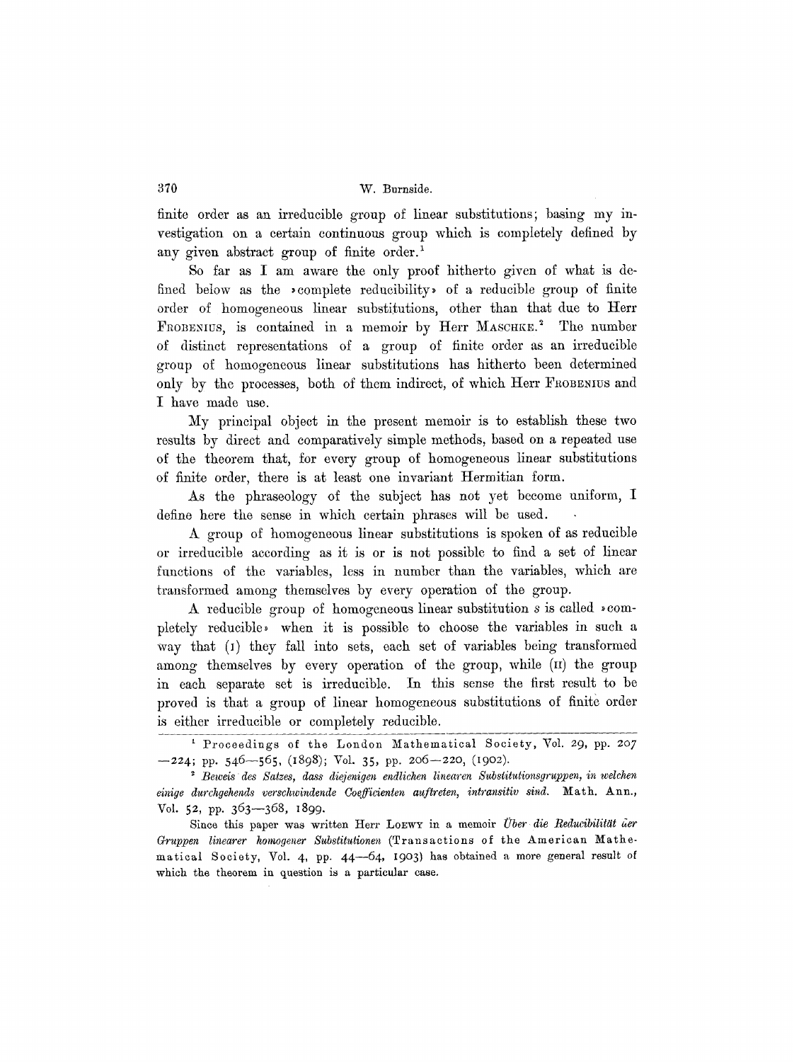finite order as an irreducible group of linear substitutions; basing my investigation on a certain continuous group which is completely defined by any given abstract group of finite order.[1]

So far as I am aware the only proof hitherto given of what is defined below as the »complete reducibility» of a reducible group of finite order of homogeneous linear substitutions, other than that due to Herr FROBENIUS, is contained in a memoir by Herr MASCHKE.[2] The number of distinct representations of a group of finite order as an irreducible group of homogeneous linear substitutions has hitherto been determined only by the processes, both of them indirect, of which Herr FROBENIUS and I have made use.

My principal object in the present memoir is to establish these two results by direct and comparatively simple methods, based on a repeated use of the theorem that, for every group of homogeneous linear substitutions of finite order, there is at least one invariant Hermitian form.

As the phraseology of the subject has not yet become uniform, I define here the sense in which certain phrases will be used.

A group of homogeneous linear substitutions is spoken of as reducible or irreducible according as it is or is not possible to find a set of linear functions of the variables, less in number than the variables, which are transformed among themselves by every operation of the group.

A reducible group of homogeneous linear substitution $s$ is called »completely reducible» when it is possible to choose the variables in such a way that (I) they fall into sets, each set of variables being transformed among themselves by every operation of the group, while (II) the group in each separate set is irreducible. In this sense the first result to be proved is that a group of linear homogeneous substitutions of finite order is either irreducible or completely reducible.

---

[1] Proceedings of the London Mathematical Society, Vol. 29, pp. 207—224; pp. 546—565, (1898); Vol. 35, pp. 206—220, (1902).

[2] *Beweis des Satzes, dass diejenigen endlichen linearen Substitutionsgruppen, in welchen einige durchgehends verschwindende Coefficienten auftreten, intransitiv sind.* Math. Ann., Vol. 52, pp. 363—368, 1899.

Since this paper was written Herr LOEWY in a memoir *Über die Reducibilität der Gruppen linearer homogener Substitutionen* (Transactions of the American Mathematical Society, Vol. 4, pp. 44—64, 1903) has obtained a more general result of which the theorem in question is a particular case.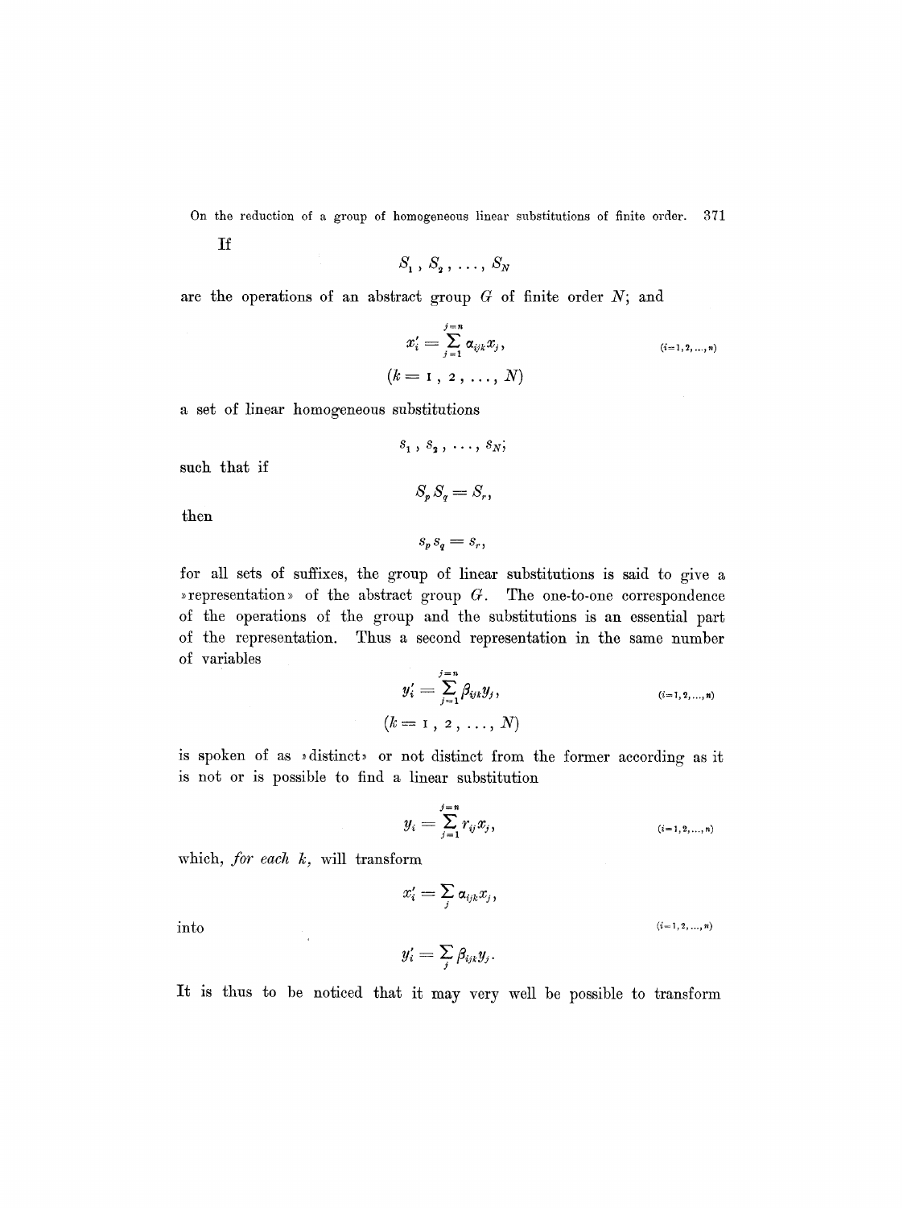If

$$S_1, S_2, \ldots, S_N$$

are the operations of an abstract group $G$ of finite order $N$; and

$$x'_i = \sum_{j=1}^{j=n} \alpha_{ijk} x_j, \qquad (i=1,2,\ldots,n)$$

$$(k = 1, 2, \ldots, N)$$

a set of linear homogeneous substitutions

$$s_1, s_2, \ldots, s_N;$$

such that if

$$S_p S_q = S_r,$$

then

$$s_p s_q = s_r,$$

for all sets of suffixes, the group of linear substitutions is said to give a »representation» of the abstract group $G$. The one-to-one correspondence of the operations of the group and the substitutions is an essential part of the representation. Thus a second representation in the same number of variables

$$y'_i = \sum_{j=1}^{j=n} \beta_{ijk} y_j, \qquad (i=1,2,\ldots,n)$$

$$(k = 1, 2, \ldots, N)$$

is spoken of as »distinct» or not distinct from the former according as it is not or is possible to find a linear substitution

$$y_i = \sum_{j=1}^{j=n} r_{ij} x_j, \qquad (i=1,2,\ldots,n)$$

which, *for each* $k$, will transform

$$x'_i = \sum_j \alpha_{ijk} x_j,$$

into $\qquad (i=1,2,\ldots,n)$

$$y'_i = \sum_j \beta_{ijk} y_j.$$

It is thus to be noticed that it may very well be possible to transform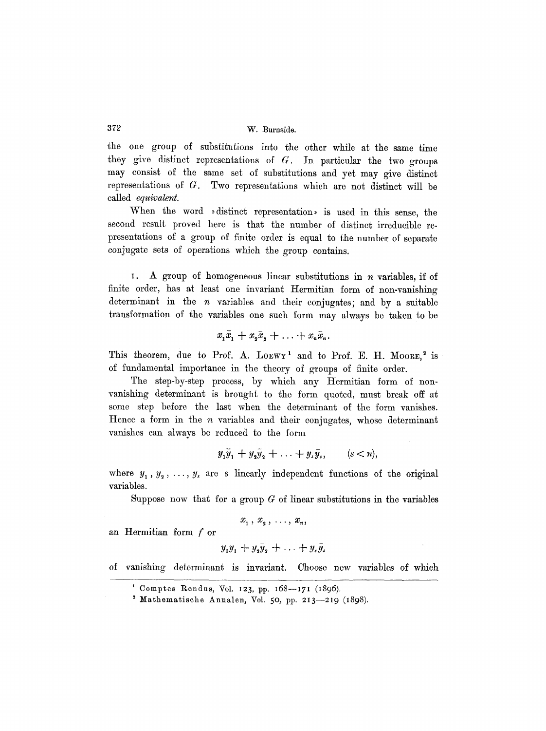the one group of substitutions into the other while at the same time they give distinct representations of $G$. In particular the two groups may consist of the same set of substitutions and yet may give distinct representations of $G$. Two representations which are not distinct will be called *equivalent*.

When the word »distinct representation» is used in this sense, the second result proved here is that the number of distinct irreducible representations of a group of finite order is equal to the number of separate conjugate sets of operations which the group contains.

1. A group of homogeneous linear substitutions in $n$ variables, if of finite order, has at least one invariant Hermitian form of non-vanishing determinant in the $n$ variables and their conjugates; and by a suitable transformation of the variables one such form may always be taken to be

$$x_1\bar{x}_1 + x_2\bar{x}_2 + \ldots + x_n\bar{x}_n.$$

This theorem, due to Prof. A. LOEWY[1] and to Prof. E. H. MOORE,[2] is of fundamental importance in the theory of groups of finite order.

The step-by-step process, by which any Hermitian form of non-vanishing determinant is brought to the form quoted, must break off at some step before the last when the determinant of the form vanishes. Hence a form in the $n$ variables and their conjugates, whose determinant vanishes can always be reduced to the form

$$y_1\bar{y}_1 + y_2\bar{y}_2 + \ldots + y_s\bar{y}_s, \qquad (s < n),$$

where $y_1, y_2, \ldots, y_s$ are $s$ linearly independent functions of the original variables.

Suppose now that for a group $G$ of linear substitutions in the variables

$$x_1, x_2, \ldots, x_n,$$

an Hermitian form $f$ or

$$y_1 y_1 + y_2\bar{y}_2 + \ldots + y_s\bar{y}_s$$

of vanishing determinant is invariant. Choose new variables of which

---

[1] Comptes Rendus, Vol. 123, pp. 168—171 (1896).

[2] Mathematische Annalen, Vol. 50, pp. 213—219 (1898).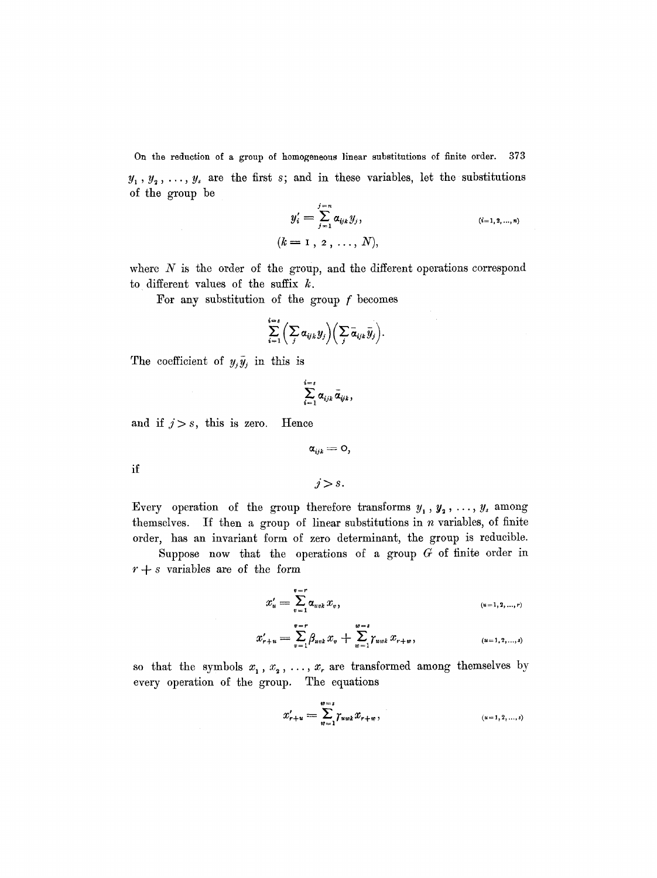$y_1, y_2, \ldots, y_s$ are the first $s$; and in these variables, let the substitutions of the group be

$$y'_i = \sum_{j=1}^{j=n} \alpha_{ijk} y_j, \qquad (i=1,2,\ldots,n)$$

$$(k = 1, 2, \ldots, N),$$

where $N$ is the order of the group, and the different operations correspond to different values of the suffix $k$.

For any substitution of the group $f$ becomes

$$\sum_{i=1}^{i=s} \left(\sum_j \alpha_{ijk} y_j\right)\left(\sum_j \bar{\alpha}_{ijk} \bar{y}_j\right).$$

The coefficient of $y_j \bar{y}_j$ in this is

$$\sum_{i=1}^{i=s} \alpha_{ijk} \bar{\alpha}_{ijk},$$

and if $j > s$, this is zero. Hence

$$\alpha_{ijk} = 0,$$

if

$$j > s.$$

Every operation of the group therefore transforms $y_1, y_2, \ldots, y_s$ among themselves. If then a group of linear substitutions in $n$ variables, of finite order, has an invariant form of zero determinant, the group is reducible.

Suppose now that the operations of a group $G$ of finite order in $r + s$ variables are of the form

$$x'_u = \sum_{v=1}^{v=r} \alpha_{uvk} x_v, \qquad (u=1,2,\ldots,r)$$

$$x'_{r+u} = \sum_{v=1}^{v=r} \beta_{uvk} x_v + \sum_{w=1}^{w=s} \gamma_{uwk} x_{r+w}, \qquad (u=1,2,\ldots,s)$$

so that the symbols $x_1, x_2, \ldots, x_r$ are transformed among themselves by every operation of the group. The equations

$$x'_{r+u} = \sum_{w=1}^{w=s} \gamma_{uwk} x_{r+w}, \qquad (u=1,2,\ldots,s)$$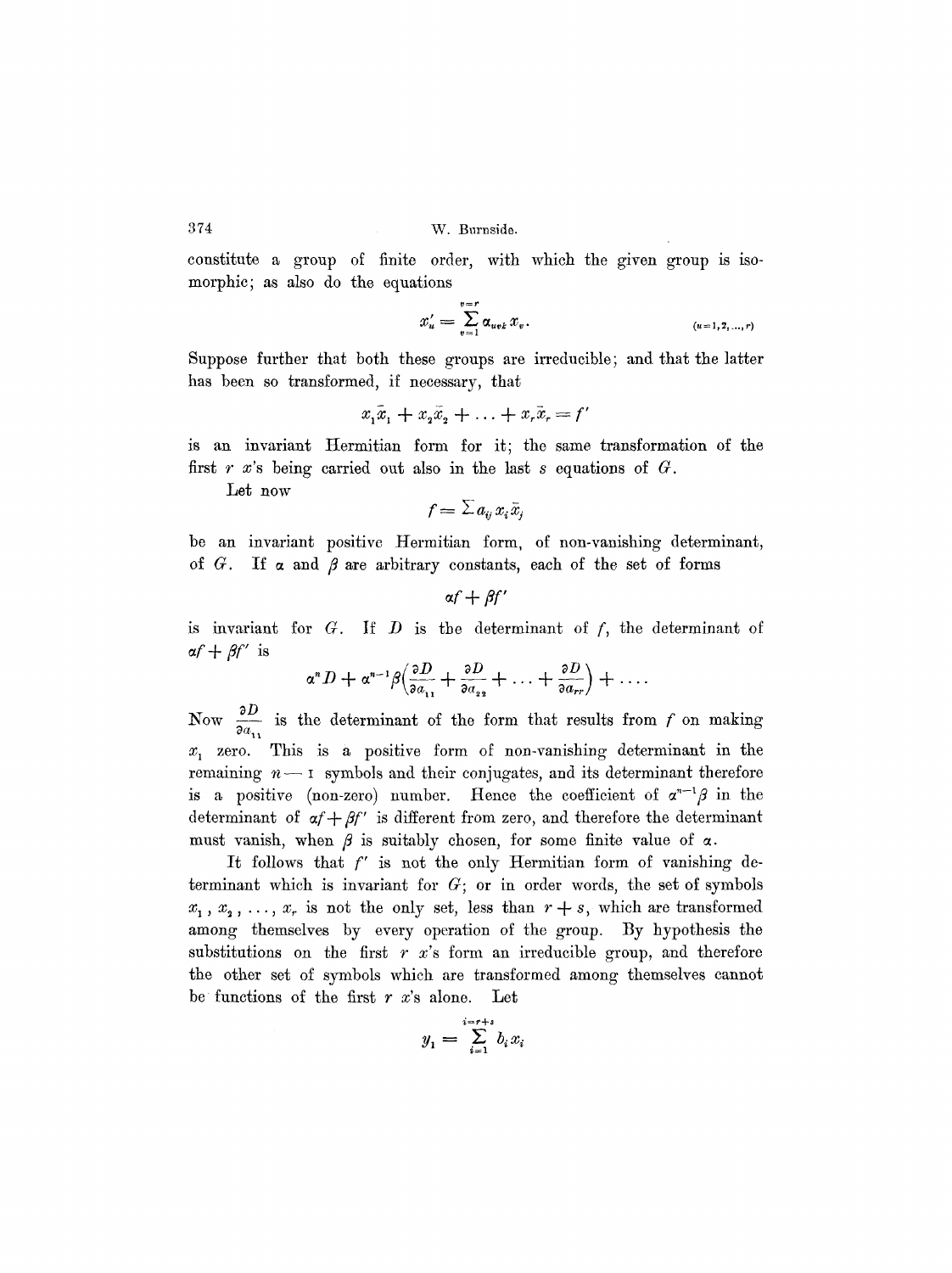constitute a group of finite order, with which the given group is isomorphic; as also do the equations

$$x'_u = \sum_{v=1}^{v=r} \alpha_{uvk} x_v. \qquad (u=1,2,\ldots,r)$$

Suppose further that both these groups are irreducible; and that the latter has been so transformed, if necessary, that

$$x_1\bar{x}_1 + x_2\bar{x}_2 + \ldots + x_r\bar{x}_r = f'$$

is an invariant Hermitian form for it; the same transformation of the first $r$ $x$'s being carried out also in the last $s$ equations of $G$.

Let now

$$f = \sum a_{ij} x_i \bar{x}_j$$

be an invariant positive Hermitian form, of non-vanishing determinant, of $G$. If $\alpha$ and $\beta$ are arbitrary constants, each of the set of forms

$$\alpha f + \beta f'$$

is invariant for $G$. If $D$ is the determinant of $f$, the determinant of $\alpha f + \beta f'$ is

$$\alpha^n D + \alpha^{n-1}\beta\left(\frac{\partial D}{\partial a_{11}} + \frac{\partial D}{\partial a_{22}} + \ldots + \frac{\partial D}{\partial a_{rr}}\right) + \ldots.$$

Now $\frac{\partial D}{\partial a_{11}}$ is the determinant of the form that results from $f$ on making $x_1$ zero. This is a positive form of non-vanishing determinant in the remaining $n-1$ symbols and their conjugates, and its determinant therefore is a positive (non-zero) number. Hence the coefficient of $\alpha^{n-1}\beta$ in the determinant of $\alpha f + \beta f'$ is different from zero, and therefore the determinant must vanish, when $\beta$ is suitably chosen, for some finite value of $\alpha$.

It follows that $f'$ is not the only Hermitian form of vanishing determinant which is invariant for $G$; or in order words, the set of symbols $x_1, x_2, \ldots, x_r$ is not the only set, less than $r+s$, which are transformed among themselves by every operation of the group. By hypothesis the substitutions on the first $r$ $x$'s form an irreducible group, and therefore the other set of symbols which are transformed among themselves cannot be functions of the first $r$ $x$'s alone. Let

$$y_1 = \sum_{i=1}^{i=r+s} b_i x_i$$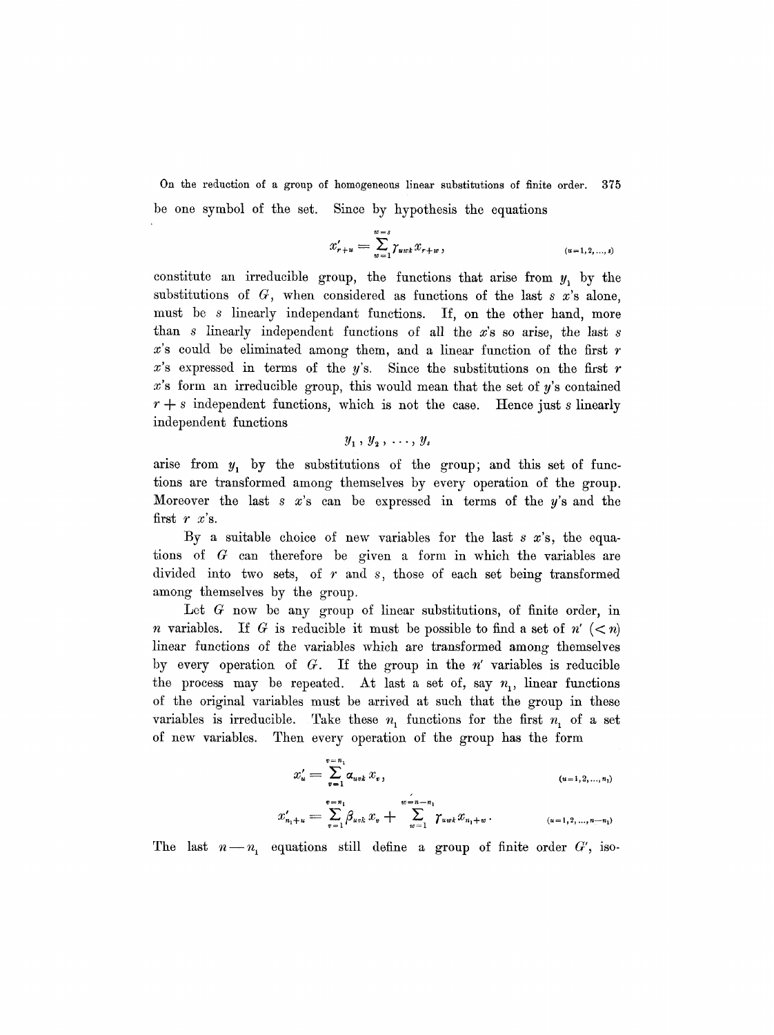be one symbol of the set. Since by hypothesis the equations

$$x'_{r+u} = \sum_{w=1}^{w=s} \gamma_{uwk} x_{r+w}, \qquad (u=1,2,\ldots,s)$$

constitute an irreducible group, the functions that arise from $y_1$ by the substitutions of $G$, when considered as functions of the last $s$ $x$'s alone, must be $s$ linearly independant functions. If, on the other hand, more than $s$ linearly independent functions of all the $x$'s so arise, the last $s$ $x$'s could be eliminated among them, and a linear function of the first $r$ $x$'s expressed in terms of the $y$'s. Since the substitutions on the first $r$ $x$'s form an irreducible group, this would mean that the set of $y$'s contained $r+s$ independent functions, which is not the case. Hence just $s$ linearly independent functions

$$y_1, y_2, \ldots, y_s$$

arise from $y_1$ by the substitutions of the group; and this set of functions are transformed among themselves by every operation of the group. Moreover the last $s$ $x$'s can be expressed in terms of the $y$'s and the first $r$ $x$'s.

By a suitable choice of new variables for the last $s$ $x$'s, the equations of $G$ can therefore be given a form in which the variables are divided into two sets, of $r$ and $s$, those of each set being transformed among themselves by the group.

Let $G$ now be any group of linear substitutions, of finite order, in $n$ variables. If $G$ is reducible it must be possible to find a set of $n'$ $(<n)$ linear functions of the variables which are transformed among themselves by every operation of $G$. If the group in the $n'$ variables is reducible the process may be repeated. At last a set of, say $n_1$, linear functions of the original variables must be arrived at such that the group in these variables is irreducible. Take these $n_1$ functions for the first $n_1$ of a set of new variables. Then every operation of the group has the form

$$x'_u = \sum_{v=1}^{v=n_1} \alpha_{uvk} x_v, \qquad (u=1,2,\ldots,n_1)$$

$$x'_{n_1+u} = \sum_{v=1}^{v=n_1} \beta_{uvk} x_v + \sum_{w=1}^{w=n-n_1} \gamma_{uwk} x_{n_1+w}. \qquad (u=1,2,\ldots,n-n_1)$$

The last $n-n_1$ equations still define a group of finite order $G'$, iso-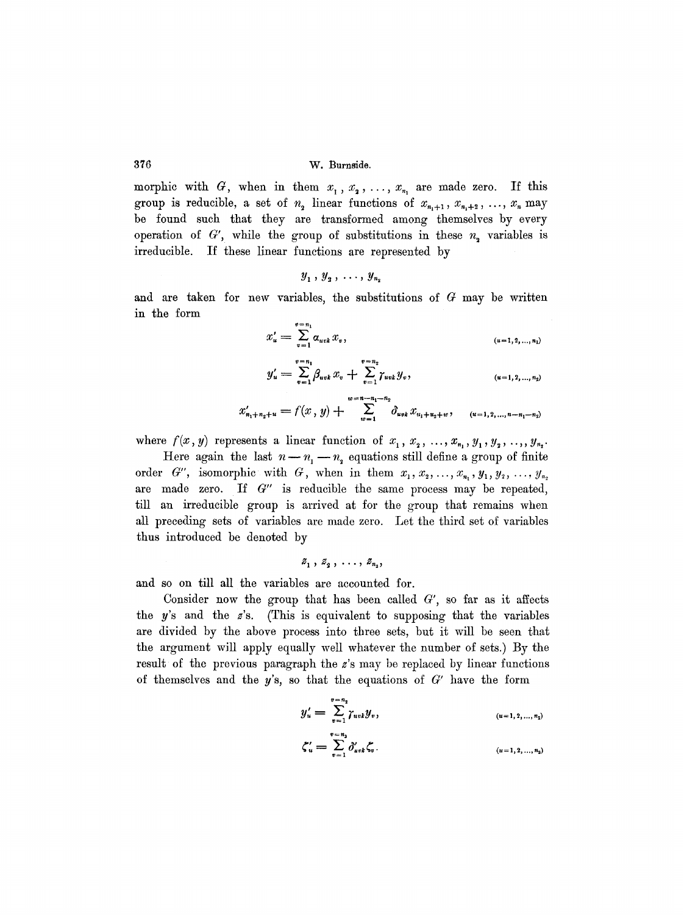morphic with $G$, when in them $x_1, x_2, \ldots, x_{n_1}$ are made zero. If this group is reducible, a set of $n_2$ linear functions of $x_{n_1+1}, x_{n_1+2}, \ldots, x_n$ may be found such that they are transformed among themselves by every operation of $G'$, while the group of substitutions in these $n_2$ variables is irreducible. If these linear functions are represented by

$$y_1, y_2, \ldots, y_{n_2}$$

and are taken for new variables, the substitutions of $G$ may be written in the form

$$x'_u = \sum_{v=1}^{v=n_1} \alpha_{uvk} x_v, \qquad (u=1,2,\ldots,n_1)$$

$$y'_u = \sum_{v=1}^{v=n_1} \beta_{uvk} x_v + \sum_{v=1}^{v=n_2} \gamma_{uvk} y_v, \qquad (u=1,2,\ldots,n_2)$$

$$x'_{n_1+n_2+u} = f(x, y) + \sum_{w=1}^{w=n-n_1-n_2} \delta_{uvk} x_{u_1+u_2+w}, \qquad (u=1,2,\ldots,n-n_1-n_2)$$

where $f(x, y)$ represents a linear function of $x_1, x_2, \ldots, x_{n_1}, y_1, y_2, \ldots, y_{n_2}$.

Here again the last $n - n_1 - n_2$ equations still define a group of finite order $G''$, isomorphic with $G$, when in them $x_1, x_2, \ldots, x_{n_1}, y_1, y_2, \ldots, y_{n_2}$ are made zero. If $G''$ is reducible the same process may be repeated, till an irreducible group is arrived at for the group that remains when all preceding sets of variables are made zero. Let the third set of variables thus introduced be denoted by

$$z_1, z_2, \ldots, z_{n_3},$$

and so on till all the variables are accounted for.

Consider now the group that has been called $G'$, so far as it affects the $y$'s and the $z$'s. (This is equivalent to supposing that the variables are divided by the above process into three sets, but it will be seen that the argument will apply equally well whatever the number of sets.) By the result of the previous paragraph the $z$'s may be replaced by linear functions of themselves and the $y$'s, so that the equations of $G'$ have the form

$$y'_u = \sum_{v=1}^{v=n_2} \gamma_{uvk} y_v, \qquad (u=1,2,\ldots,n_2)$$

$$\zeta'_u = \sum_{v=1}^{v=n_3} \delta'_{uvk} \zeta_v. \qquad (u=1,2,\ldots,n_3)$$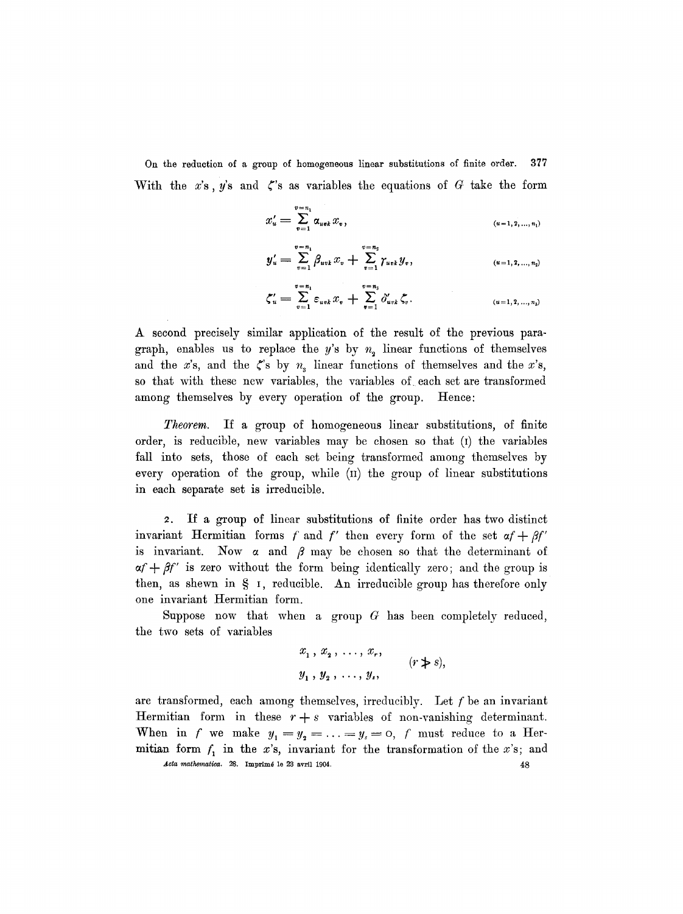With the $x$'s, $y$'s and $\zeta$'s as variables the equations of $G$ take the form

$$x'_u = \sum_{v=1}^{v=n_1} \alpha_{uvk} x_v, \qquad (u=1,2,\ldots,n_1)$$

$$y'_u = \sum_{v=1}^{v=n_1} \beta_{uvk} x_v + \sum_{v=1}^{v=n_2} \gamma_{uvk} y_v, \qquad (u=1,2,\ldots,n_2)$$

$$\zeta'_u = \sum_{v=1}^{v=n_1} \varepsilon_{uvk} x_v + \sum_{v=1}^{v=n_3} \delta'_{uvk} \zeta_v. \qquad (u=1,2,\ldots,n_3)$$

A second precisely similar application of the result of the previous paragraph, enables us to replace the $y$'s by $n_2$ linear functions of themselves and the $x$'s, and the $\zeta$'s by $n_3$ linear functions of themselves and the $x$'s, so that with these new variables, the variables of each set are transformed among themselves by every operation of the group. Hence:

*Theorem.* If a group of homogeneous linear substitutions, of finite order, is reducible, new variables may be chosen so that (I) the variables fall into sets, those of each set being transformed among themselves by every operation of the group, while (II) the group of linear substitutions in each separate set is irreducible.

2. If a group of linear substitutions of finite order has two distinct invariant Hermitian forms $f$ and $f'$ then every form of the set $\alpha f + \beta f'$ is invariant. Now $\alpha$ and $\beta$ may be chosen so that the determinant of $\alpha f + \beta f'$ is zero without the form being identically zero; and the group is then, as shewn in § 1, reducible. An irreducible group has therefore only one invariant Hermitian form.

Suppose now that when a group $G$ has been completely reduced, the two sets of variables

$$\begin{matrix} x_1, x_2, \ldots, x_r, \\ y_1, y_2, \ldots, y_s, \end{matrix} \qquad (r \not> s),$$

are transformed, each among themselves, irreducibly. Let $f$ be an invariant Hermitian form in these $r+s$ variables of non-vanishing determinant. When in $f$ we make $y_1 = y_2 = \ldots = y_s = 0$, $f$ must reduce to a Hermitian form $f_1$ in the $x$'s, invariant for the transformation of the $x$'s; and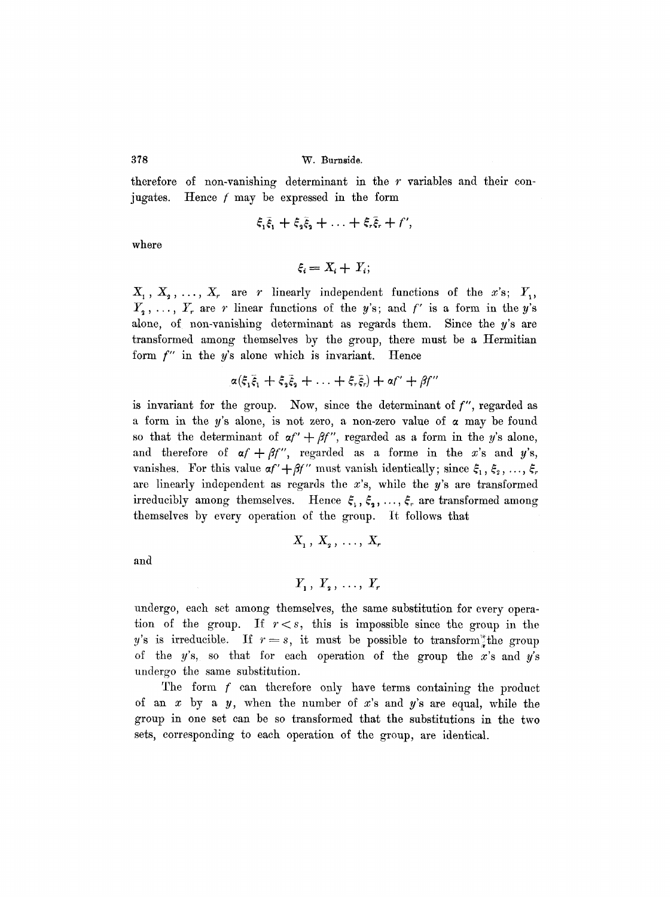therefore of non-vanishing determinant in the $r$ variables and their conjugates. Hence $f$ may be expressed in the form

$$\xi_1\bar{\xi}_1 + \xi_2\bar{\xi}_2 + \ldots + \xi_r\bar{\xi}_r + f',$$

where

$$\xi_i = X_i + Y_i;$$

$X_1, X_2, \ldots, X_r$ are $r$ linearly independent functions of the $x$'s; $Y_1, Y_2, \ldots, Y_r$ are $r$ linear functions of the $y$'s; and $f'$ is a form in the $y$'s alone, of non-vanishing determinant as regards them. Since the $y$'s are transformed among themselves by the group, there must be a Hermitian form $f''$ in the $y$'s alone which is invariant. Hence

$$\alpha(\xi_1\bar{\xi}_1 + \xi_2\bar{\xi}_2 + \ldots + \xi_r\bar{\xi}_r) + \alpha f' + \beta f''$$

is invariant for the group. Now, since the determinant of $f''$, regarded as a form in the $y$'s alone, is not zero, a non-zero value of $\alpha$ may be found so that the determinant of $\alpha f' + \beta f''$, regarded as a form in the $y$'s alone, and therefore of $\alpha f + \beta f''$, regarded as a forme in the $x$'s and $y$'s, vanishes. For this value $\alpha f' + \beta f''$ must vanish identically; since $\xi_1, \xi_2, \ldots, \xi_r$ are linearly independent as regards the $x$'s, while the $y$'s are transformed irreducibly among themselves. Hence $\xi_1, \xi_2, \ldots, \xi_r$ are transformed among themselves by every operation of the group. It follows that

$$X_1, X_2, \ldots, X_r$$

and

$$Y_1, Y_2, \ldots, Y_r$$

undergo, each set among themselves, the same substitution for every operation of the group. If $r < s$, this is impossible since the group in the $y$'s is irreducible. If $r = s$, it must be possible to transform the group of the $y$'s, so that for each operation of the group the $x$'s and $y$'s undergo the same substitution.

The form $f$ can therefore only have terms containing the product of an $x$ by a $y$, when the number of $x$'s and $y$'s are equal, while the group in one set can be so transformed that the substitutions in the two sets, corresponding to each operation of the group, are identical.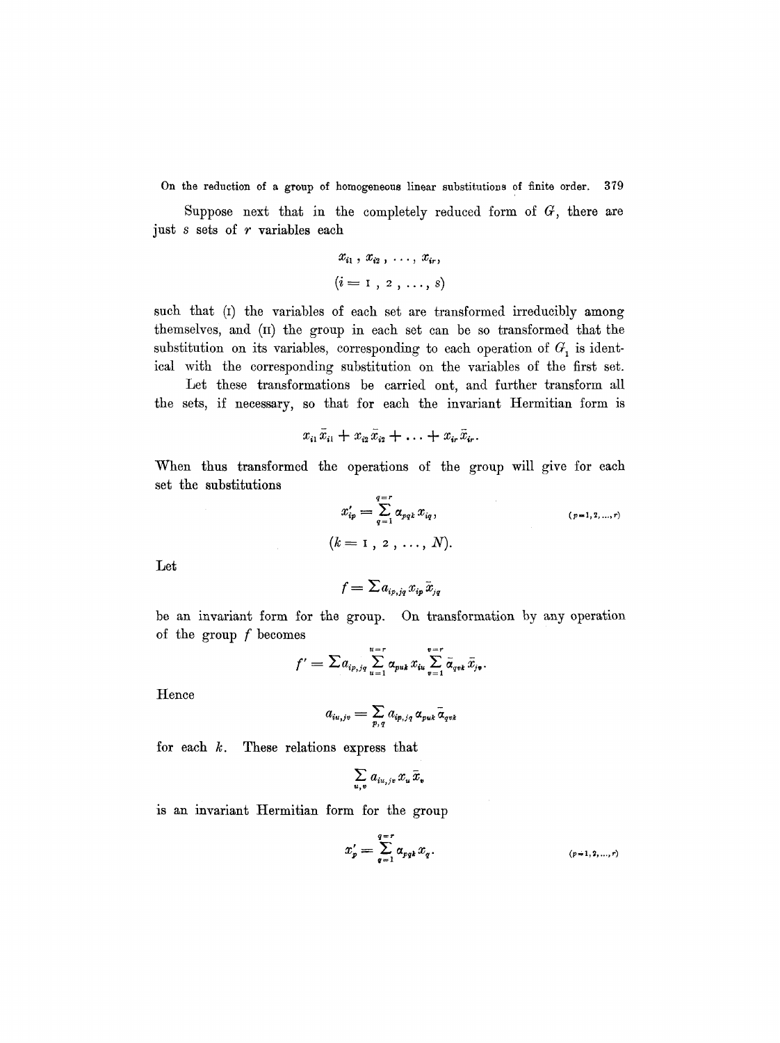Suppose next that in the completely reduced form of $G$, there are just $s$ sets of $r$ variables each

$$x_{i1}, x_{i2}, \ldots, x_{ir},$$
$$(i = 1, 2, \ldots, s)$$

such that (I) the variables of each set are transformed irreducibly among themselves, and (II) the group in each set can be so transformed that the substitution on its variables, corresponding to each operation of $G_1$ is identical with the corresponding substitution on the variables of the first set.

Let these transformations be carried ont, and further transform all the sets, if necessary, so that for each the invariant Hermitian form is

$$x_{i1}\bar{x}_{i1} + x_{i2}\bar{x}_{i2} + \ldots + x_{ir}\bar{x}_{ir}.$$

When thus transformed the operations of the group will give for each set the substitutions

$$x'_{ip} = \sum_{q=1}^{q=r} \alpha_{pqk} x_{iq}, \qquad (p=1,2,\ldots,r)$$
$$(k = 1, 2, \ldots, N).$$

Let

$$f = \sum a_{ip,jq} x_{ip} \bar{x}_{jq}$$

be an invariant form for the group. On transformation by any operation of the group $f$ becomes

$$f' = \sum a_{ip,jq} \sum_{u=1}^{u=r} \alpha_{puk} x_{iu} \sum_{v=1}^{v=r} \bar{\alpha}_{qvk} \bar{x}_{jv}.$$

Hence

$$a_{iu,jv} = \sum_{p,q} a_{ip,jq} \alpha_{puk} \bar{\alpha}_{qvk}$$

for each $k$. These relations express that

$$\sum_{u,v} a_{iu,jv} x_u \bar{x}_v$$

is an invariant Hermitian form for the group

$$x'_p = \sum_{q=1}^{q=r} \alpha_{pqk} x_q. \qquad (p=1,2,\ldots,r)$$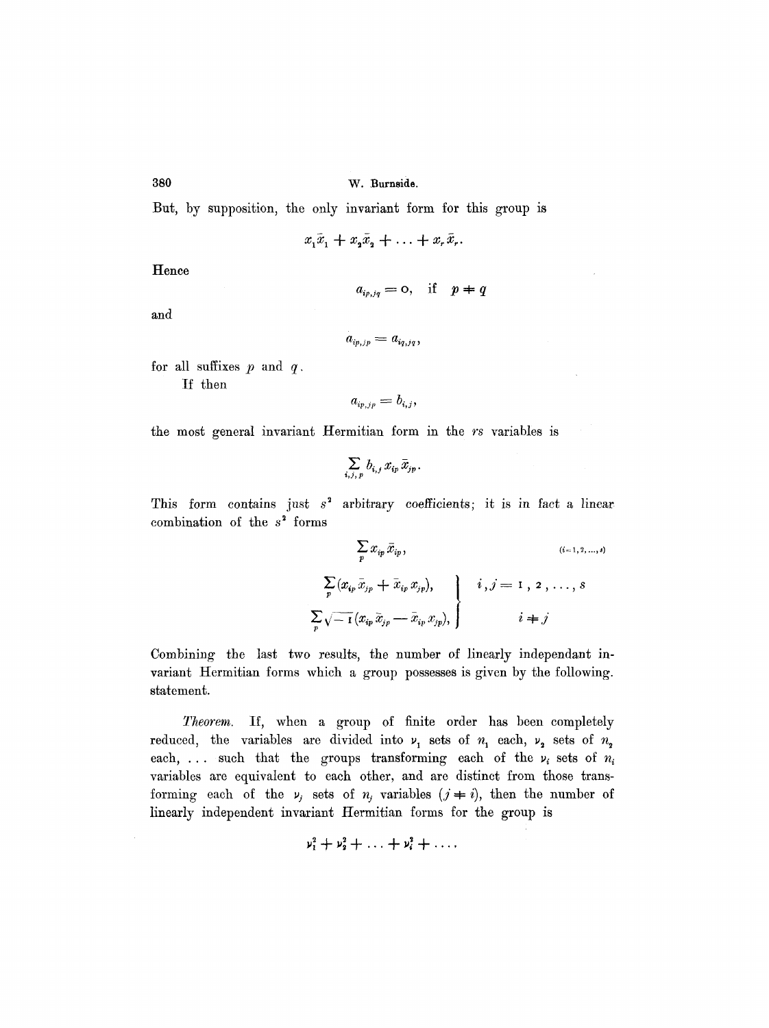But, by supposition, the only invariant form for this group is

$$x_1\bar{x}_1 + x_2\bar{x}_2 + \ldots + x_r\bar{x}_r.$$

Hence

$$a_{ip,jq} = 0, \quad \text{if} \quad p \neq q$$

and

$$a_{ip,jp} = a_{iq,jq},$$

for all suffixes $p$ and $q$.

If then

$$a_{ip,jp} = b_{i,j},$$

the most general invariant Hermitian form in the $rs$ variables is

$$\sum_{i,j,p} b_{i,j}\, x_{ip}\, \bar{x}_{jp}.$$

This form contains just $s^2$ arbitrary coefficients; it is in fact a linear combination of the $s^2$ forms

$$\sum_p x_{ip}\,\bar{x}_{ip}, \qquad\qquad (i=1,2,\ldots,s)$$

$$\left.\begin{aligned} &\sum_p (x_{ip}\,\bar{x}_{jp} + \bar{x}_{ip}\,x_{jp}), \\ &\sum_p \sqrt{-1}\,(x_{ip}\,\bar{x}_{jp} - \bar{x}_{ip}\,x_{jp}), \end{aligned}\right\} \quad \begin{aligned} &i,j = 1,2,\ldots,s \\ &i \neq j \end{aligned}$$

Combining the last two results, the number of linearly independant invariant Hermitian forms which a group possesses is given by the following statement.

*Theorem.* If, when a group of finite order has been completely reduced, the variables are divided into $\nu_1$ sets of $n_1$ each, $\nu_2$ sets of $n_2$ each, ... such that the groups transforming each of the $\nu_i$ sets of $n_i$ variables are equivalent to each other, and are distinct from those transforming each of the $\nu_j$ sets of $n_j$ variables $(j \neq i)$, then the number of linearly independent invariant Hermitian forms for the group is

$$\nu_1^2 + \nu_2^2 + \ldots + \nu_i^2 + \ldots.$$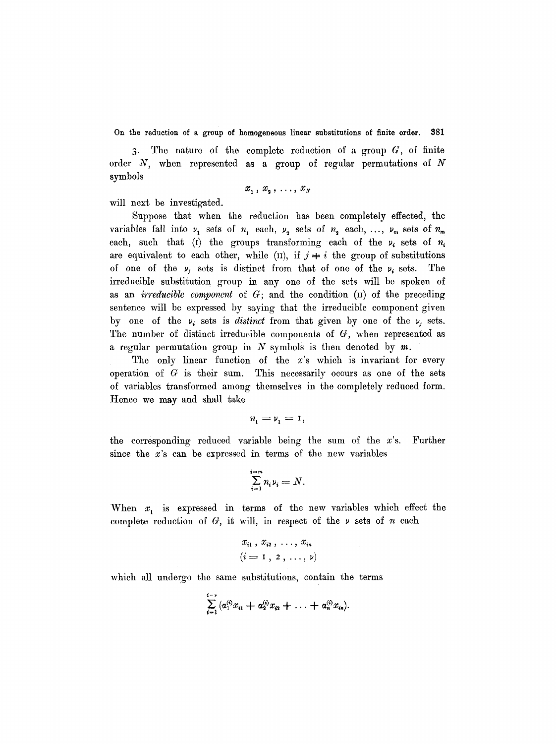3. The nature of the complete reduction of a group $G$, of finite order $N$, when represented as a group of regular permutations of $N$ symbols

$$x_1, x_2, \ldots, x_N$$

will next be investigated.

Suppose that when the reduction has been completely effected, the variables fall into $\nu_1$ sets of $n_1$ each, $\nu_2$ sets of $n_2$ each, ..., $\nu_m$ sets of $n_m$ each, such that (I) the groups transforming each of the $\nu_i$ sets of $n_i$ are equivalent to each other, while (II), if $j \neq i$ the group of substitutions of one of the $\nu_j$ sets is distinct from that of one of the $\nu_i$ sets. The irreducible substitution group in any one of the sets will be spoken of as an *irreducible component* of $G$; and the condition (II) of the preceding sentence will be expressed by saying that the irreducible component given by one of the $\nu_i$ sets is *distinct* from that given by one of the $\nu_j$ sets. The number of distinct irreducible components of $G$, when represented as a regular permutation group in $N$ symbols is then denoted by $m$.

The only linear function of the $x$'s which is invariant for every operation of $G$ is their sum. This necessarily occurs as one of the sets of variables transformed among themselves in the completely reduced form. Hence we may and shall take

$$n_1 = \nu_1 = 1,$$

the corresponding reduced variable being the sum of the $x$'s. Further since the $x$'s can be expressed in terms of the new variables

$$\sum_{i=1}^{i=m} n_i \nu_i = N.$$

When $x_1$ is expressed in terms of the new variables which effect the complete reduction of $G$, it will, in respect of the $\nu$ sets of $n$ each

$$x_{i1}, x_{i2}, \ldots, x_{in}$$
$$(i = 1, 2, \ldots, \nu)$$

which all undergo the same substitutions, contain the terms

$$\sum_{i=1}^{i=\nu} (\alpha_1^{(i)} x_{i1} + \alpha_2^{(i)} x_{i2} + \ldots + \alpha_n^{(i)} x_{in}).$$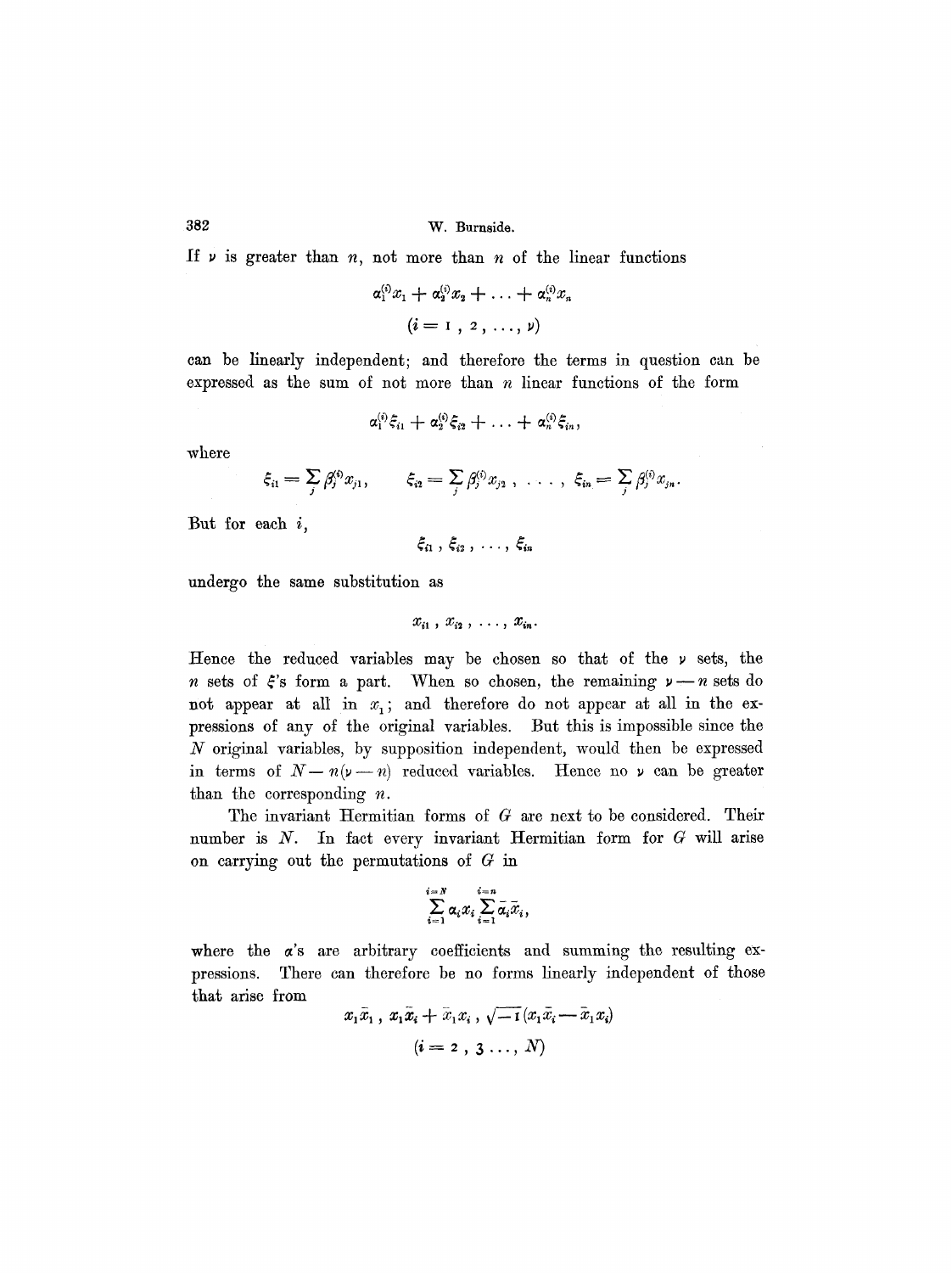If $\nu$ is greater than $n$, not more than $n$ of the linear functions

$$\alpha_1^{(i)} x_1 + \alpha_2^{(i)} x_2 + \ldots + \alpha_n^{(i)} x_n$$
$$(i = 1, 2, \ldots, \nu)$$

can be linearly independent; and therefore the terms in question can be expressed as the sum of not more than $n$ linear functions of the form

$$\alpha_1^{(i)} \xi_{i1} + \alpha_2^{(i)} \xi_{i2} + \ldots + \alpha_n^{(i)} \xi_{in},$$

where

$$\xi_{i1} = \sum_j \beta_j^{(i)} x_{j1}, \qquad \xi_{i2} = \sum_j \beta_j^{(i)} x_{j2}, \; \ldots, \; \xi_{in} = \sum_j \beta_j^{(i)} x_{jn}.$$

But for each $i$,

$$\xi_{i1}, \xi_{i2}, \ldots, \xi_{in}$$

undergo the same substitution as

$$x_{i1}, x_{i2}, \ldots, x_{in}.$$

Hence the reduced variables may be chosen so that of the $\nu$ sets, the $n$ sets of $\xi$'s form a part. When so chosen, the remaining $\nu - n$ sets do not appear at all in $x_1$; and therefore do not appear at all in the expressions of any of the original variables. But this is impossible since the $N$ original variables, by supposition independent, would then be expressed in terms of $N - n(\nu - n)$ reduced variables. Hence no $\nu$ can be greater than the corresponding $n$.

The invariant Hermitian forms of $G$ are next to be considered. Their number is $N$. In fact every invariant Hermitian form for $G$ will arise on carrying out the permutations of $G$ in

$$\sum_{i=1}^{i=N} \alpha_i x_i \sum_{i=1}^{i=n} \bar{\alpha}_i \bar{x}_i,$$

where the $\alpha$'s are arbitrary coefficients and summing the resulting expressions. There can therefore be no forms linearly independent of those that arise from

$$x_1 \bar{x}_1, \; x_1 \bar{x}_i + \bar{x}_1 x_i, \; \sqrt{-1}(x_1 \bar{x}_i - \bar{x}_1 x_i)$$
$$(i = 2, 3 \ldots, N)$$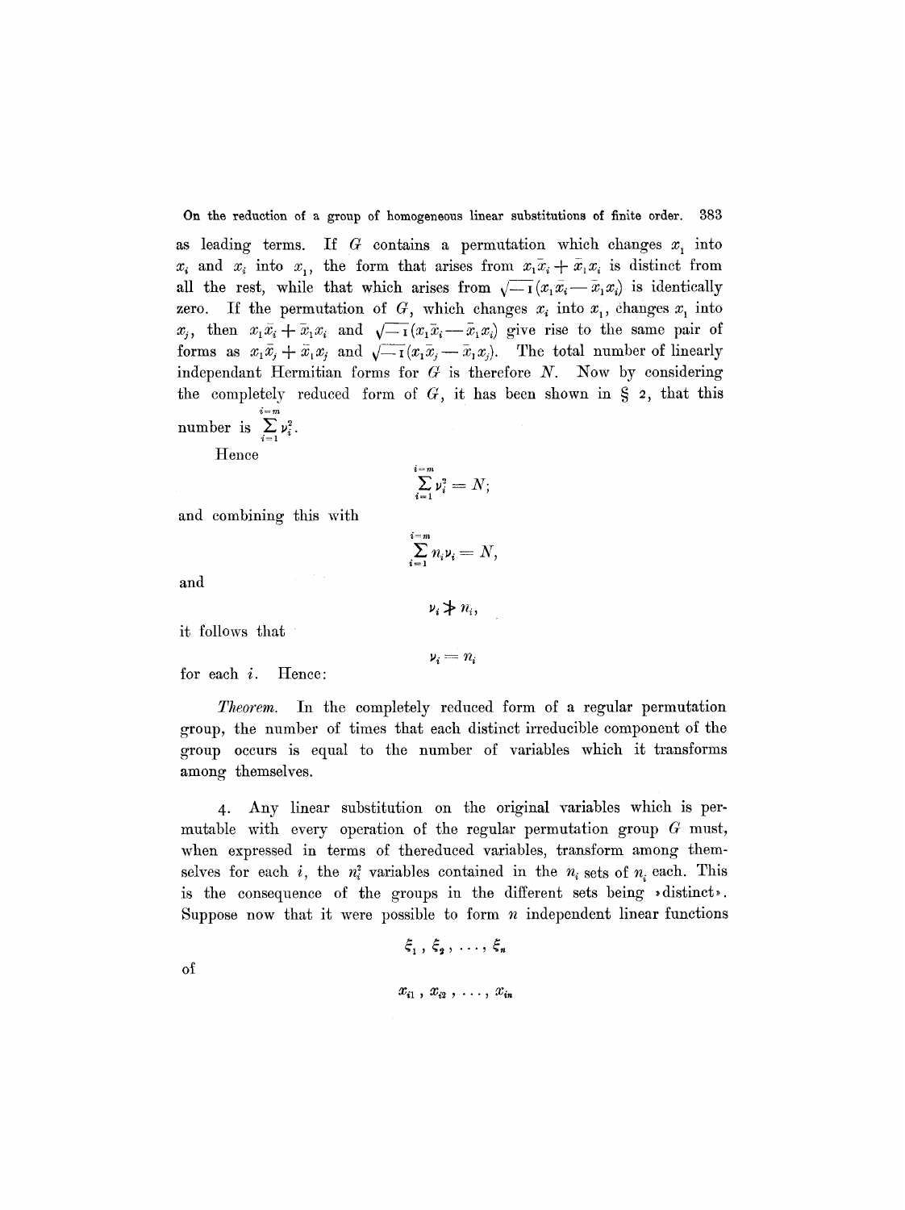as leading terms. If $G$ contains a permutation which changes $x_1$ into $x_i$ and $x_i$ into $x_1$, the form that arises from $x_1\bar{x}_i + \bar{x}_1 x_i$ is distinct from all the rest, while that which arises from $\sqrt{-1}(x_1\bar{x}_i - \bar{x}_1 x_i)$ is identically zero. If the permutation of $G$, which changes $x_i$ into $x_1$, changes $x_1$ into $x_j$, then $x_1\bar{x}_i + \bar{x}_1 x_i$ and $\sqrt{-1}(x_1\bar{x}_i - \bar{x}_1 x_i)$ give rise to the same pair of forms as $x_1\bar{x}_j + \bar{x}_1 x_j$ and $\sqrt{-1}(x_1\bar{x}_j - \bar{x}_1 x_j)$. The total number of linearly independant Hermitian forms for $G$ is therefore $N$. Now by considering the completely reduced form of $G$, it has been shown in § 2, that this number is $\sum_{i=1}^{i=m} \nu_i^2$.

Hence

$$\sum_{i=1}^{i=m} \nu_i^2 = N;$$

and combining this with

$$\sum_{i=1}^{i=m} n_i \nu_i = N,$$

and

$$\nu_i \not> n_i,$$

it follows that

$$\nu_i = n_i$$

for each $i$. Hence:

*Theorem.* In the completely reduced form of a regular permutation group, the number of times that each distinct irreducible component of the group occurs is equal to the number of variables which it transforms among themselves.

4. Any linear substitution on the original variables which is permutable with every operation of the regular permutation group $G$ must, when expressed in terms of thereduced variables, transform among themselves for each $i$, the $n_i^2$ variables contained in the $n_i$ sets of $n_i$ each. This is the consequence of the groups in the different sets being »distinct». Suppose now that it were possible to form $n$ independent linear functions

$$\xi_1, \xi_2, \ldots, \xi_n$$

of

$$x_{i1}, x_{i2}, \ldots, x_{in}$$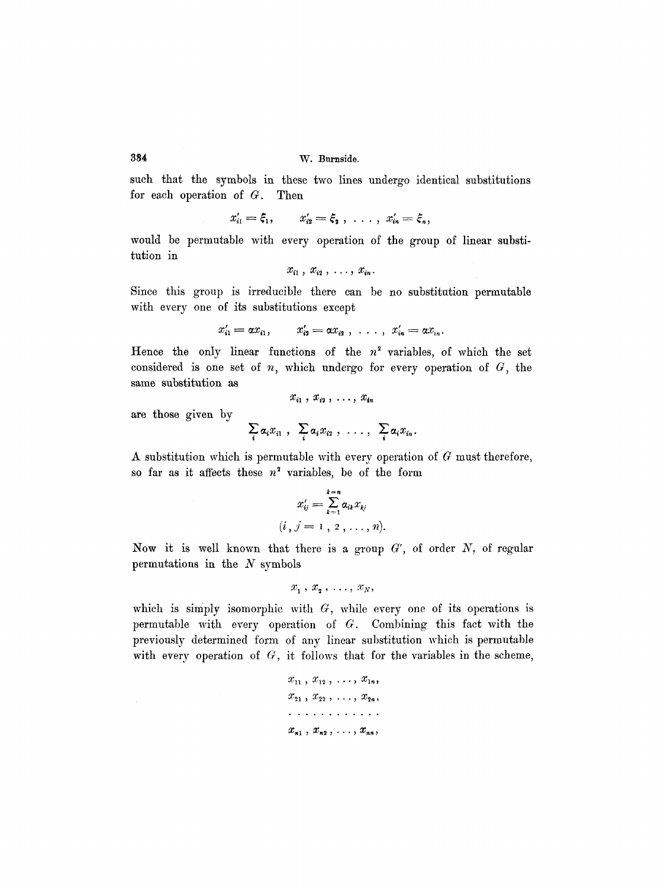such that the symbols in these two lines undergo identical substitutions for each operation of $G$. Then

$$x'_{i1} = \xi_1, \qquad x'_{i2} = \xi_2 \,, \; \ldots \,, \; x'_{in} = \xi_n,$$

would be permutable with every operation of the group of linear substitution in

$$x_{i1} \,, \, x_{i2} \,, \, \ldots , \, x_{in}.$$

Since this group is irreducible there can be no substitution permutable with every one of its substitutions except

$$x'_{i1} = \alpha x_{i1}, \qquad x'_{i2} = \alpha x_{i2} \,, \; \ldots \,, \; x'_{in} = \alpha x_{in}.$$

Hence the only linear functions of the $n^2$ variables, of which the set considered is one set of $n$, which undergo for every operation of $G$, the same substitution as

$$x_{i1} \,, \, x_{i2} \,, \, \ldots , \, x_{in}$$

are those given by

$$\sum_i \alpha_i x_{i1} \,, \; \sum_i \alpha_i x_{i2} \,, \; \ldots , \; \sum_i \alpha_i x_{in}.$$

A substitution which is permutable with every operation of $G$ must therefore, so far as it affects these $n^2$ variables, be of the form

$$x'_{ij} = \sum_{k=1}^{k=n} \alpha_{ik} x_{kj}$$
$$(i \,, j = 1 \,, 2 \,, \ldots , n).$$

Now it is well known that there is a group $G'$, of order $N$, of regular permutations in the $N$ symbols

$$x_1 \,, \, x_2 \,, \, \ldots , \, x_N,$$

which is simply isomorphic with $G$, while every one of its operations is permutable with every operation of $G$. Combining this fact with the previously determined form of any linear substitution which is permutable with every operation of $G$, it follows that for the variables in the scheme,

$$\begin{array}{l} x_{11} \,, \, x_{12} \,, \, \ldots , \, x_{1n}, \\ x_{21} \,, \, x_{22} \,, \, \ldots , \, x_{2n}, \\ \ldots\ldots\ldots\ldots \\ x_{n1} \,, \, x_{n2} \,, \, \ldots , \, x_{nn}, \end{array}$$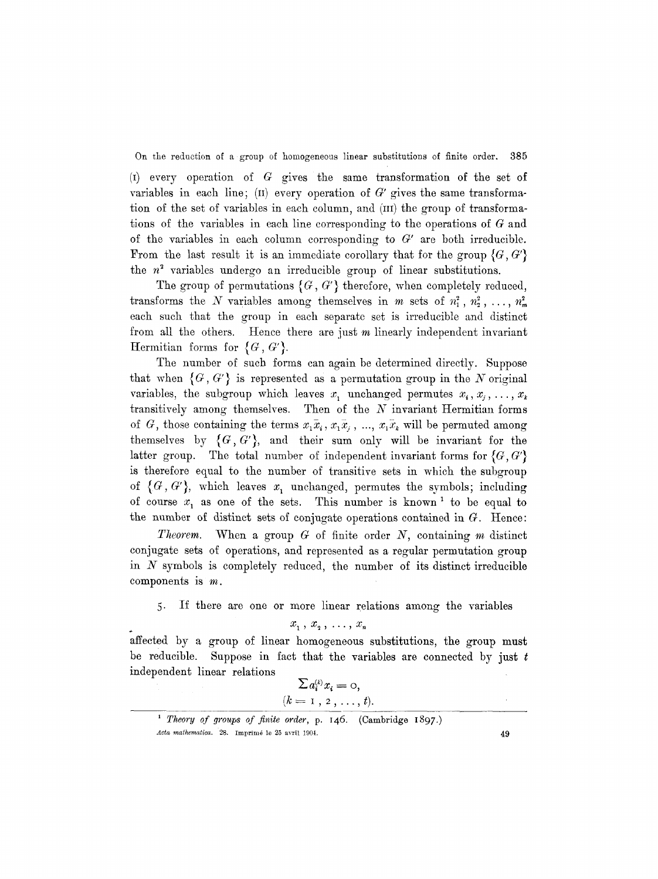(I) every operation of $G$ gives the same transformation of the set of variables in each line; (II) every operation of $G'$ gives the same transformation of the set of variables in each column, and (III) the group of transformations of the variables in each line corresponding to the operations of $G$ and of the variables in each column corresponding to $G'$ are both irreducible. From the last result it is an immediate corollary that for the group $\{G, G'\}$ the $n^2$ variables undergo an irreducible group of linear substitutions.

The group of permutations $\{G, G'\}$ therefore, when completely reduced, transforms the $N$ variables among themselves in $m$ sets of $n_1^2, n_2^2, \ldots, n_m^2$ each such that the group in each separate set is irreducible and distinct from all the others. Hence there are just $m$ linearly independent invariant Hermitian forms for $\{G, G'\}$.

The number of such forms can again be determined directly. Suppose that when $\{G, G'\}$ is represented as a permutation group in the $N$ original variables, the subgroup which leaves $x_1$ unchanged permutes $x_i, x_j, \ldots, x_k$ transitively among themselves. Then of the $N$ invariant Hermitian forms of $G$, those containing the terms $x_1\bar{x}_i, x_1\bar{x}_j, \ldots, x_1\bar{x}_k$ will be permuted among themselves by $\{G, G'\}$, and their sum only will be invariant for the latter group. The total number of independent invariant forms for $\{G, G'\}$ is therefore equal to the number of transitive sets in which the subgroup of $\{G, G'\}$, which leaves $x_1$ unchanged, permutes the symbols; including of course $x_1$ as one of the sets. This number is known[1] to be equal to the number of distinct sets of conjugate operations contained in $G$. Hence:

*Theorem.* When a group $G$ of finite order $N$, containing $m$ distinct conjugate sets of operations, and represented as a regular permutation group in $N$ symbols is completely reduced, the number of its distinct irreducible components is $m$.

5. If there are one or more linear relations among the variables

$$x_1, x_2, \ldots, x_n$$

affected by a group of linear homogeneous substitutions, the group must be reducible. Suppose in fact that the variables are connected by just $t$ independent linear relations

$$\sum a_i^{(k)} x_i = 0,$$
$$(k = 1, 2, \ldots, t).$$

---

[1] *Theory of groups of finite order*, p. 146. (Cambridge 1897.)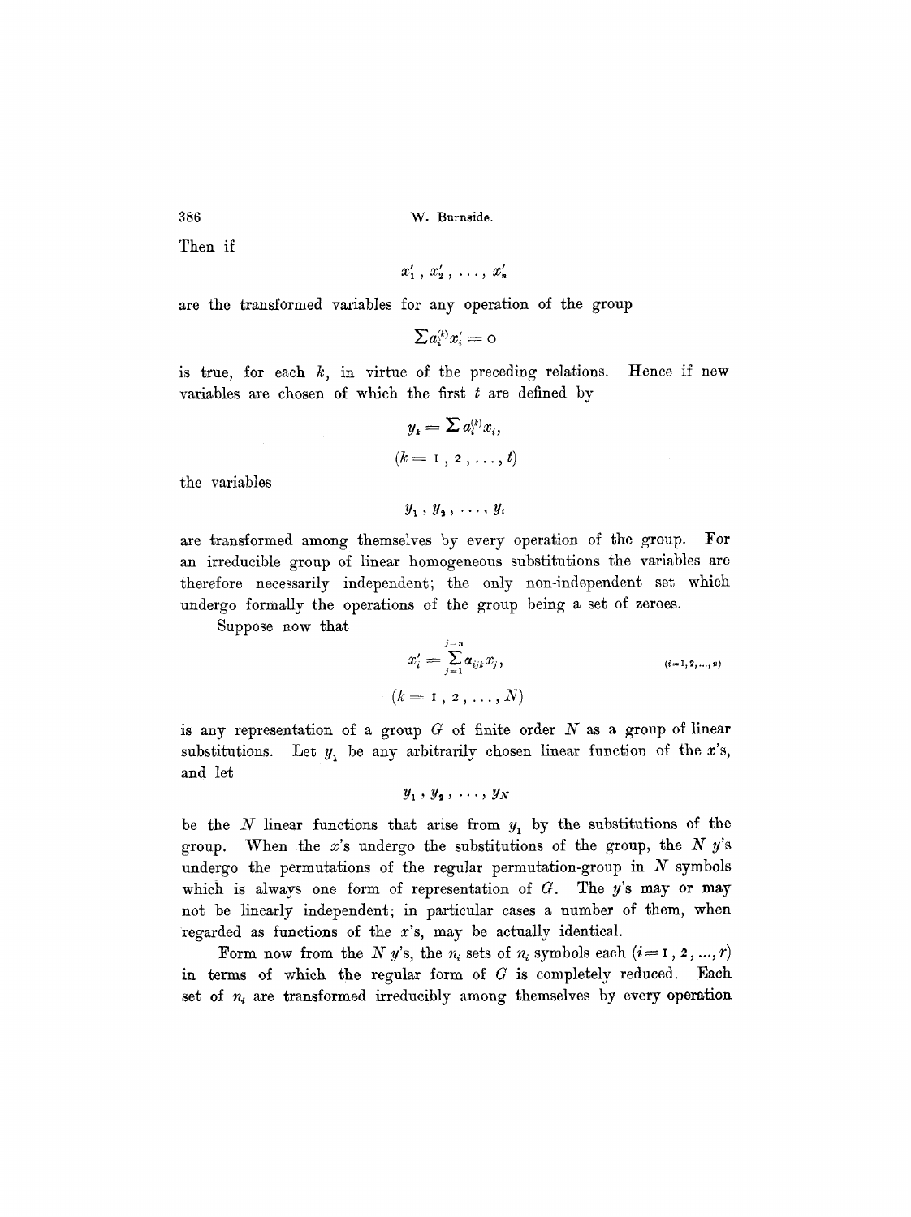Then if

$$x'_1, x'_2, \ldots, x'_n$$

are the transformed variables for any operation of the group

$$\sum a_i^{(k)} x'_i = 0$$

is true, for each $k$, in virtue of the preceding relations. Hence if new variables are chosen of which the first $t$ are defined by

$$y_k = \sum a_i^{(k)} x_i,$$

$$(k = 1, 2, \ldots, t)$$

the variables

$$y_1, y_2, \ldots, y_t$$

are transformed among themselves by every operation of the group. For an irreducible group of linear homogeneous substitutions the variables are therefore necessarily independent; the only non-independent set which undergo formally the operations of the group being a set of zeroes.

Suppose now that

$$x'_i = \sum_{j=1}^{j=n} a_{ijk} x_j, \qquad (i=1, 2, \ldots, n)$$

$$(k = 1, 2, \ldots, N)$$

is any representation of a group $G$ of finite order $N$ as a group of linear substitutions. Let $y_1$ be any arbitrarily chosen linear function of the $x$'s, and let

$$y_1, y_2, \ldots, y_N$$

be the $N$ linear functions that arise from $y_1$ by the substitutions of the group. When the $x$'s undergo the substitutions of the group, the $N$ $y$'s undergo the permutations of the regular permutation-group in $N$ symbols which is always one form of representation of $G$. The $y$'s may or may not be linearly independent; in particular cases a number of them, when regarded as functions of the $x$'s, may be actually identical.

Form now from the $N$ $y$'s, the $n_i$ sets of $n_i$ symbols each $(i = 1, 2, \ldots, r)$ in terms of which the regular form of $G$ is completely reduced. Each set of $n_i$ are transformed irreducibly among themselves by every operation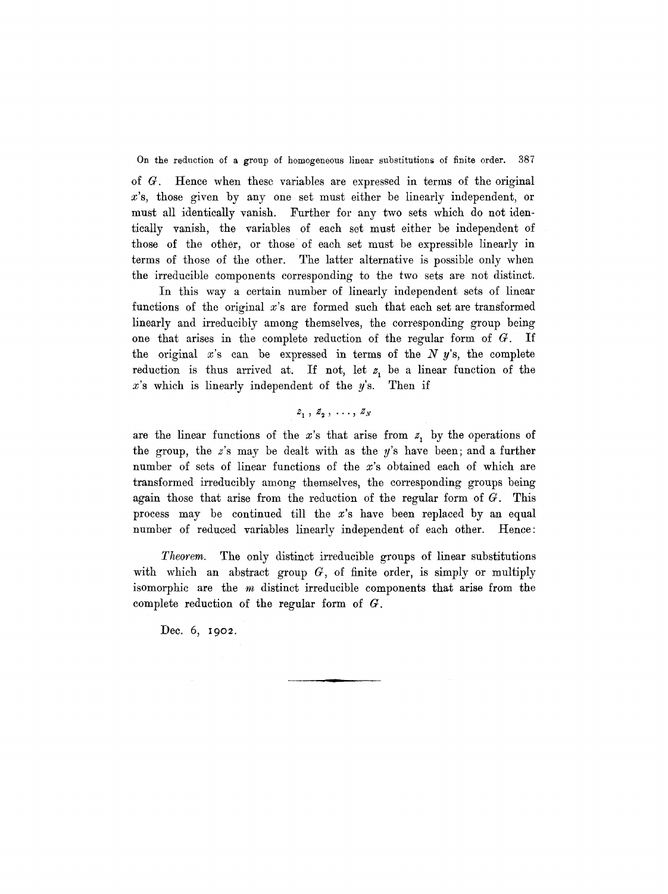of $G$. Hence when these variables are expressed in terms of the original $x$'s, those given by any one set must either be linearly independent, or must all identically vanish. Further for any two sets which do not identically vanish, the variables of each set must either be independent of those of the other, or those of each set must be expressible linearly in terms of those of the other. The latter alternative is possible only when the irreducible components corresponding to the two sets are not distinct.

In this way a certain number of linearly independent sets of linear functions of the original $x$'s are formed such that each set are transformed linearly and irreducibly among themselves, the corresponding group being one that arises in the complete reduction of the regular form of $G$. If the original $x$'s can be expressed in terms of the $N$ $y$'s, the complete reduction is thus arrived at. If not, let $z_1$ be a linear function of the $x$'s which is linearly independent of the $y$'s. Then if

$$z_1, z_2, \ldots, z_N$$

are the linear functions of the $x$'s that arise from $z_1$ by the operations of the group, the $z$'s may be dealt with as the $y$'s have been; and a further number of sets of linear functions of the $x$'s obtained each of which are transformed irreducibly among themselves, the corresponding groups being again those that arise from the reduction of the regular form of $G$. This process may be continued till the $x$'s have been replaced by an equal number of reduced variables linearly independent of each other. Hence:

*Theorem.* The only distinct irreducible groups of linear substitutions with which an abstract group $G$, of finite order, is simply or multiply isomorphic are the $m$ distinct irreducible components that arise from the complete reduction of the regular form of $G$.

Dec. 6, 1902.